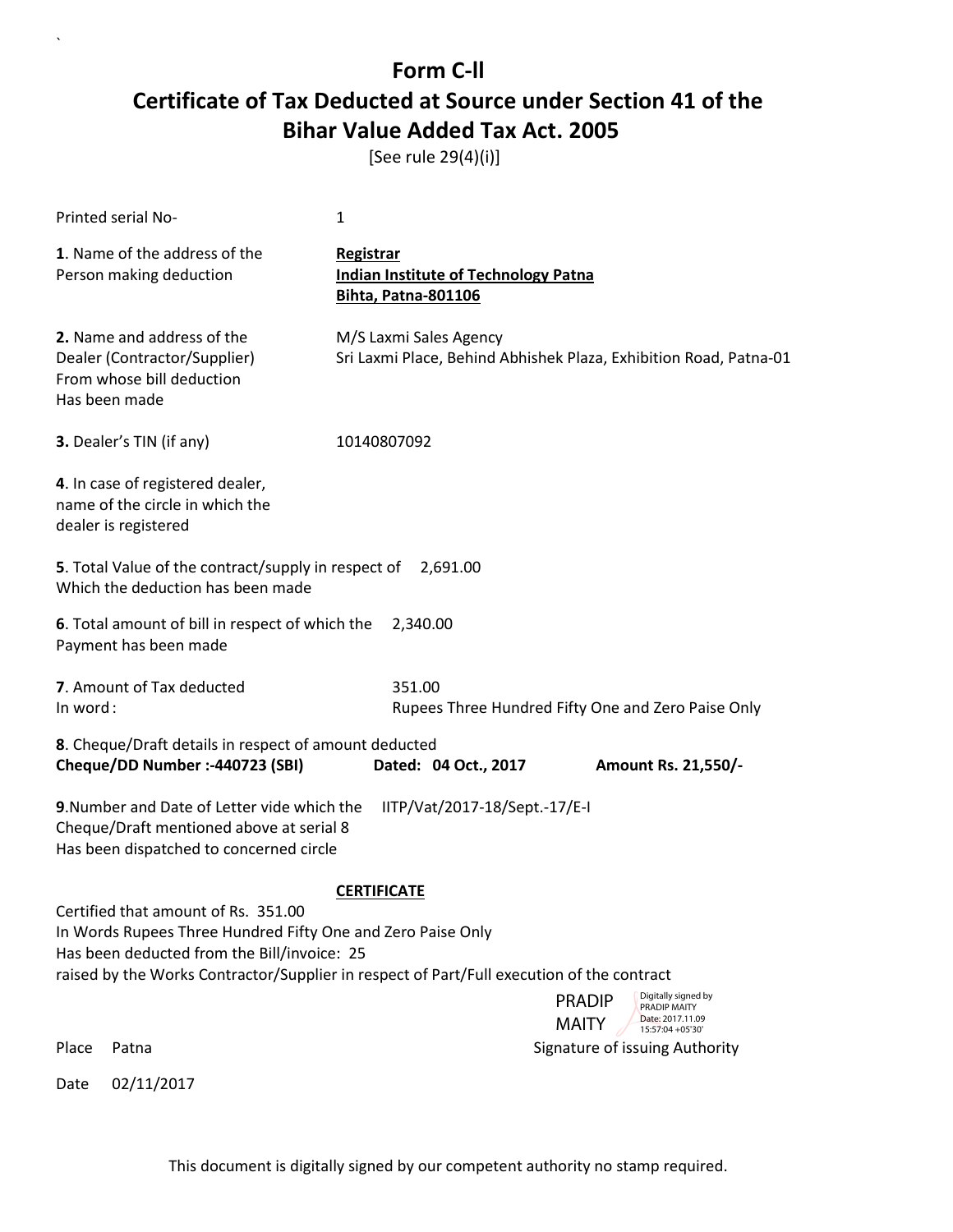# Form C-ll
# Certificate of Tax Deducted at Source under Section 41 of the Bihar Value Added Tax Act. 2005

[See rule 29(4)(i)]

Printed serial No- 1

**1**. Name of the address of the Person making deduction

**Registrar**
**Indian Institute of Technology Patna**
**Bihta, Patna-801106**

**2.** Name and address of the Dealer (Contractor/Supplier) From whose bill deduction Has been made

M/S Laxmi Sales Agency
Sri Laxmi Place, Behind Abhishek Plaza, Exhibition Road, Patna-01

**3.** Dealer's TIN (if any) 10140807092

**4**. In case of registered dealer, name of the circle in which the dealer is registered

**5**. Total Value of the contract/supply in respect of Which the deduction has been made 2,691.00

**6**. Total amount of bill in respect of which the Payment has been made 2,340.00

**7**. Amount of Tax deducted 351.00
In word : Rupees Three Hundred Fifty One and Zero Paise Only

**8**. Cheque/Draft details in respect of amount deducted
**Cheque/DD Number :-440723 (SBI)** **Dated: 04 Oct., 2017** **Amount Rs. 21,550/-**

**9**.Number and Date of Letter vide which the Cheque/Draft mentioned above at serial 8 Has been dispatched to concerned circle IITP/Vat/2017-18/Sept.-17/E-I

**CERTIFICATE**

Certified that amount of Rs. 351.00
In Words Rupees Three Hundred Fifty One and Zero Paise Only
Has been deducted from the Bill/invoice: 25
raised by the Works Contractor/Supplier in respect of Part/Full execution of the contract

PRADIP MAITY
Digitally signed by PRADIP MAITY
Date: 2017.11.09 15:57:04 +05'30'

Place Patna Signature of issuing Authority

Date 02/11/2017

This document is digitally signed by our competent authority no stamp required.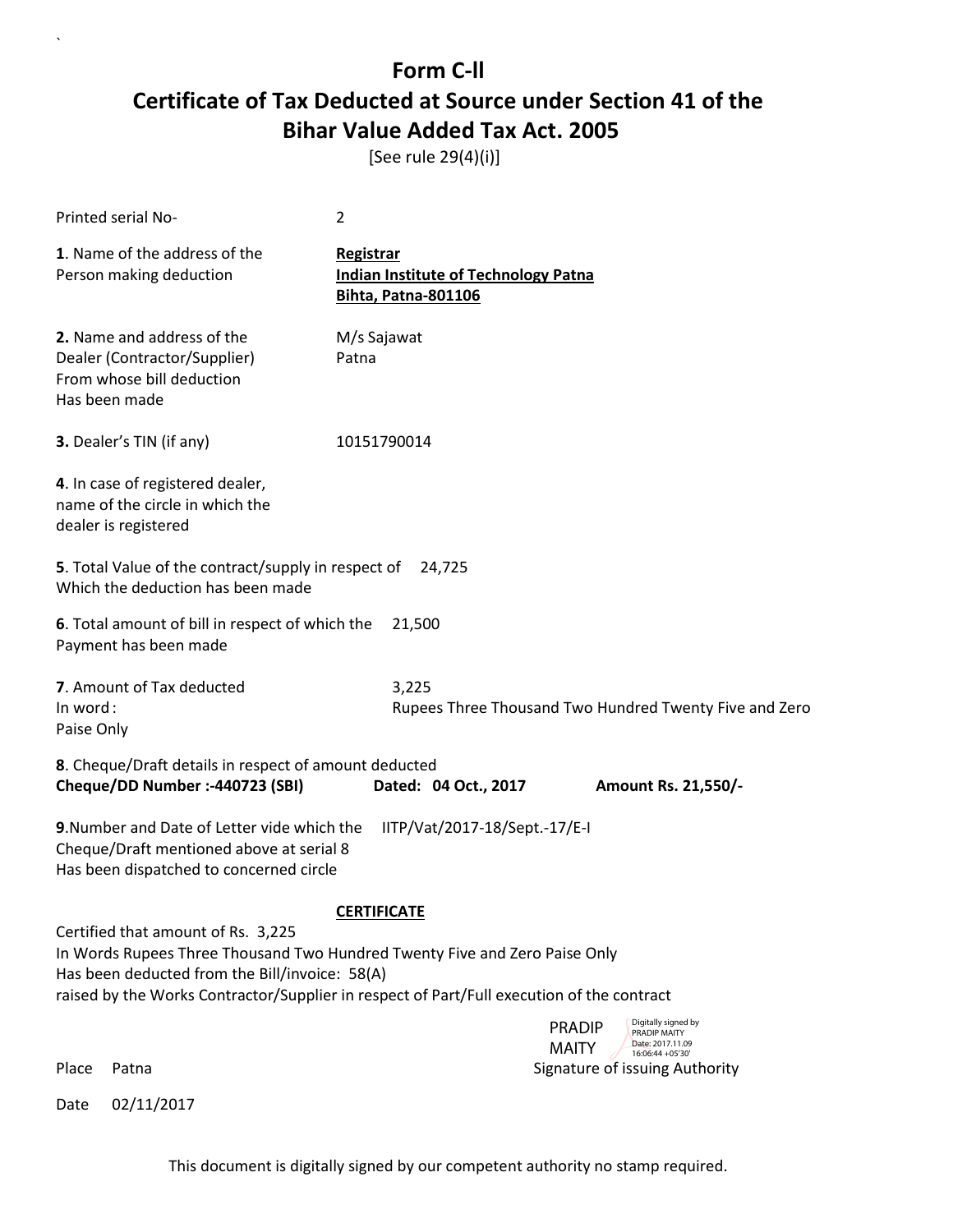# Form C-ll

## Certificate of Tax Deducted at Source under Section 41 of the Bihar Value Added Tax Act. 2005

[See rule 29(4)(i)]

Printed serial No- 2

**1**. Name of the address of the Person making deduction

**Registrar**
**Indian Institute of Technology Patna**
**Bihta, Patna-801106**

**2.** Name and address of the Dealer (Contractor/Supplier) From whose bill deduction Has been made

M/s Sajawat
Patna

**3.** Dealer's TIN (if any) 10151790014

**4**. In case of registered dealer, name of the circle in which the dealer is registered

**5**. Total Value of the contract/supply in respect of Which the deduction has been made 24,725

**6**. Total amount of bill in respect of which the Payment has been made 21,500

**7**. Amount of Tax deducted 3,225
In word : Rupees Three Thousand Two Hundred Twenty Five and Zero Paise Only

**8**. Cheque/Draft details in respect of amount deducted
**Cheque/DD Number :-440723 (SBI)** **Dated: 04 Oct., 2017** **Amount Rs. 21,550/-**

**9**.Number and Date of Letter vide which the Cheque/Draft mentioned above at serial 8 Has been dispatched to concerned circle IITP/Vat/2017-18/Sept.-17/E-I

**CERTIFICATE**

Certified that amount of Rs. 3,225
In Words Rupees Three Thousand Two Hundred Twenty Five and Zero Paise Only
Has been deducted from the Bill/invoice: 58(A)
raised by the Works Contractor/Supplier in respect of Part/Full execution of the contract

PRADIP MAITY
Digitally signed by PRADIP MAITY
Date: 2017.11.09 16:06:44 +05'30'

Place Patna Signature of issuing Authority

Date 02/11/2017

This document is digitally signed by our competent authority no stamp required.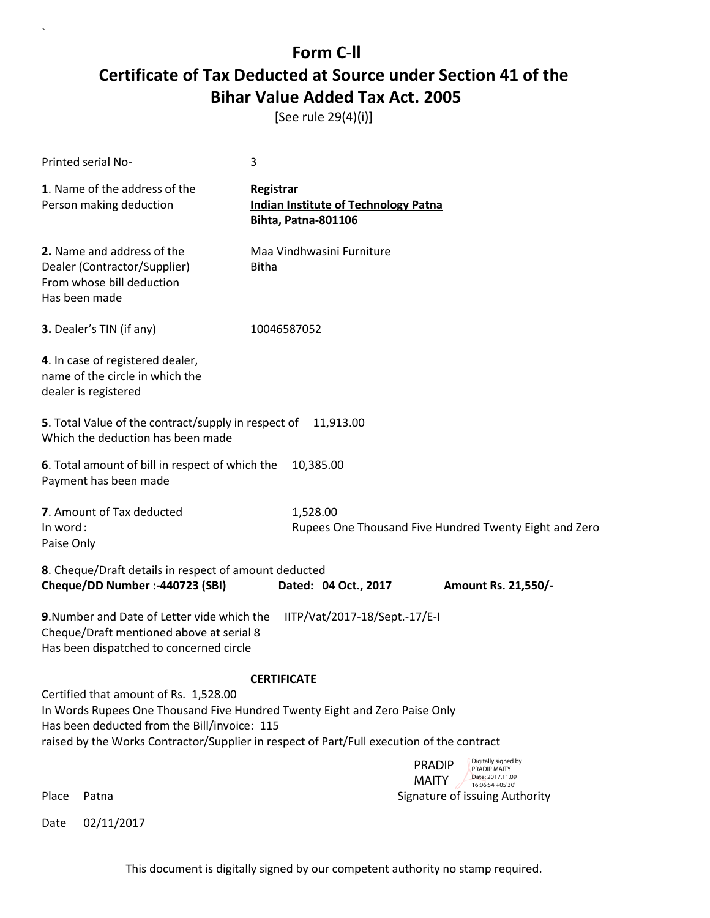# Form C-ll

## Certificate of Tax Deducted at Source under Section 41 of the Bihar Value Added Tax Act. 2005

[See rule 29(4)(i)]

Printed serial No- 3

**1**. Name of the address of the Person making deduction

**Registrar**
**Indian Institute of Technology Patna**
**Bihta, Patna-801106**

**2.** Name and address of the Dealer (Contractor/Supplier) From whose bill deduction Has been made

Maa Vindhwasini Furniture
Bitha

**3.** Dealer's TIN (if any) 10046587052

**4**. In case of registered dealer, name of the circle in which the dealer is registered

**5**. Total Value of the contract/supply in respect of Which the deduction has been made 11,913.00

**6**. Total amount of bill in respect of which the Payment has been made 10,385.00

**7**. Amount of Tax deducted 1,528.00
In word : Rupees One Thousand Five Hundred Twenty Eight and Zero Paise Only

**8**. Cheque/Draft details in respect of amount deducted
**Cheque/DD Number :-440723 (SBI)** **Dated: 04 Oct., 2017** **Amount Rs. 21,550/-**

**9**.Number and Date of Letter vide which the Cheque/Draft mentioned above at serial 8 Has been dispatched to concerned circle IITP/Vat/2017-18/Sept.-17/E-I

**CERTIFICATE**

Certified that amount of Rs. 1,528.00
In Words Rupees One Thousand Five Hundred Twenty Eight and Zero Paise Only
Has been deducted from the Bill/invoice: 115
raised by the Works Contractor/Supplier in respect of Part/Full execution of the contract

PRADIP MAITY
Digitally signed by PRADIP MAITY
Date: 2017.11.09 16:06:54 +05'30'

Place Patna Signature of issuing Authority

Date 02/11/2017

This document is digitally signed by our competent authority no stamp required.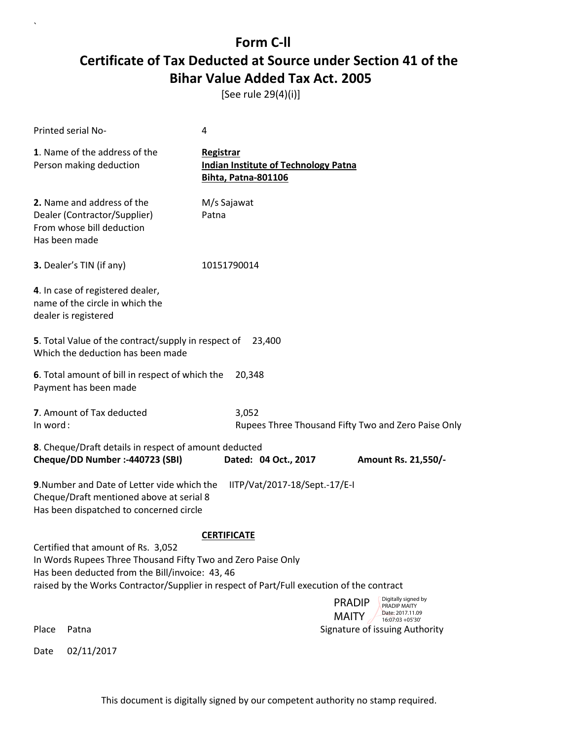# Form C-ll

# Certificate of Tax Deducted at Source under Section 41 of the Bihar Value Added Tax Act. 2005

[See rule 29(4)(i)]

Printed serial No- 4

**1**. Name of the address of the Person making deduction

**Registrar**
**Indian Institute of Technology Patna**
**Bihta, Patna-801106**

**2.** Name and address of the Dealer (Contractor/Supplier) From whose bill deduction Has been made

M/s Sajawat
Patna

**3.** Dealer's TIN (if any) 10151790014

**4**. In case of registered dealer, name of the circle in which the dealer is registered

**5**. Total Value of the contract/supply in respect of Which the deduction has been made 23,400

**6**. Total amount of bill in respect of which the Payment has been made 20,348

**7**. Amount of Tax deducted 3,052
In word: Rupees Three Thousand Fifty Two and Zero Paise Only

**8**. Cheque/Draft details in respect of amount deducted
**Cheque/DD Number :-440723 (SBI)** **Dated: 04 Oct., 2017** **Amount Rs. 21,550/-**

**9**.Number and Date of Letter vide which the Cheque/Draft mentioned above at serial 8 Has been dispatched to concerned circle IITP/Vat/2017-18/Sept.-17/E-I

**CERTIFICATE**

Certified that amount of Rs. 3,052
In Words Rupees Three Thousand Fifty Two and Zero Paise Only
Has been deducted from the Bill/invoice: 43, 46
raised by the Works Contractor/Supplier in respect of Part/Full execution of the contract

PRADIP MAITY
Digitally signed by PRADIP MAITY
Date: 2017.11.09 16:07:03 +05'30'

Place Patna Signature of issuing Authority

Date 02/11/2017

This document is digitally signed by our competent authority no stamp required.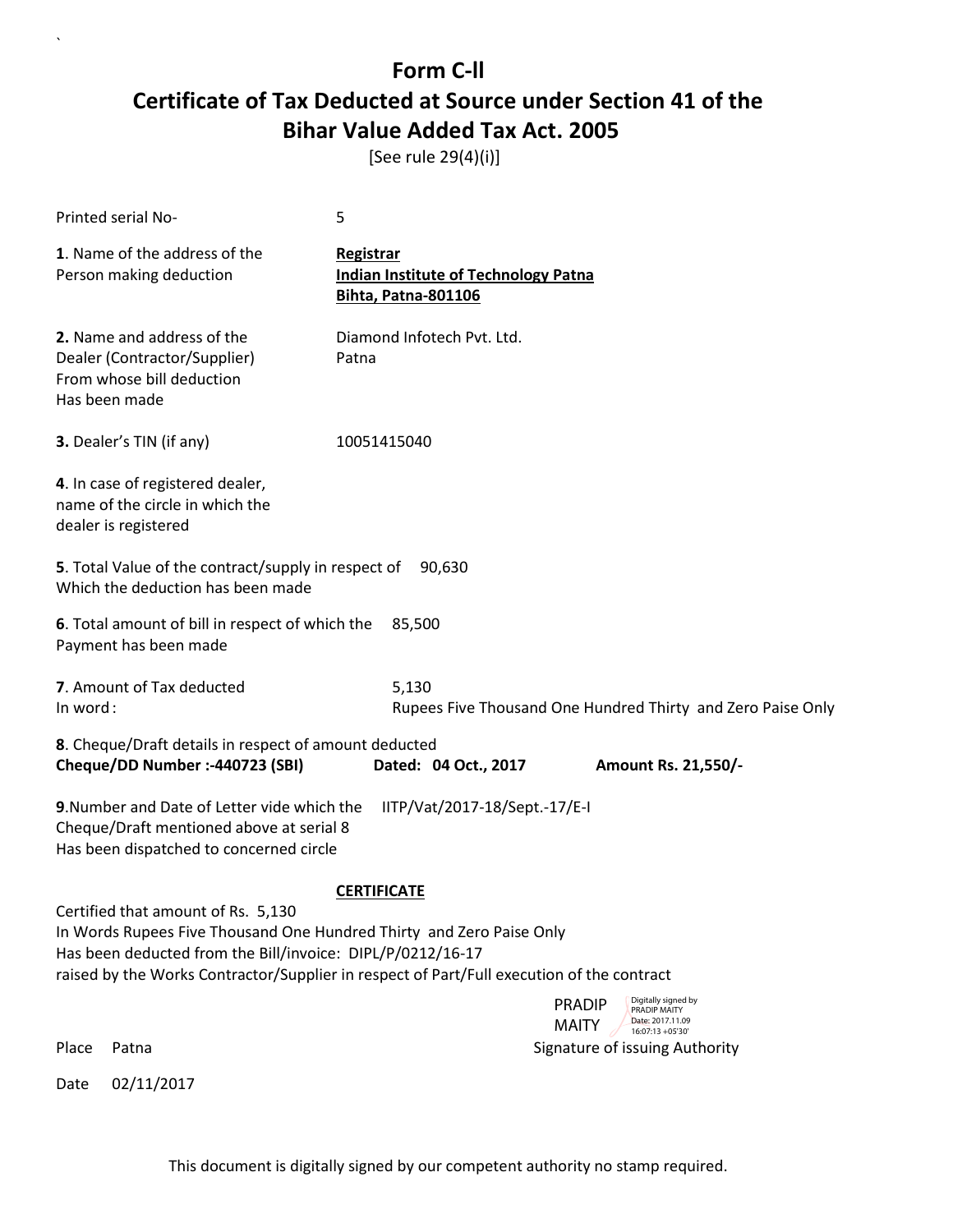# Form C-II

## Certificate of Tax Deducted at Source under Section 41 of the Bihar Value Added Tax Act. 2005

[See rule 29(4)(i)]

Printed serial No- 5

**1**. Name of the address of the Person making deduction

**Registrar**
**Indian Institute of Technology Patna**
**Bihta, Patna-801106**

**2.** Name and address of the Dealer (Contractor/Supplier) From whose bill deduction Has been made

Diamond Infotech Pvt. Ltd.
Patna

**3.** Dealer's TIN (if any) 10051415040

**4**. In case of registered dealer, name of the circle in which the dealer is registered

**5**. Total Value of the contract/supply in respect of Which the deduction has been made 90,630

**6**. Total amount of bill in respect of which the Payment has been made 85,500

**7**. Amount of Tax deducted 5,130
In word : Rupees Five Thousand One Hundred Thirty and Zero Paise Only

**8**. Cheque/Draft details in respect of amount deducted
**Cheque/DD Number :-440723 (SBI)** **Dated: 04 Oct., 2017** **Amount Rs. 21,550/-**

**9**.Number and Date of Letter vide which the Cheque/Draft mentioned above at serial 8 Has been dispatched to concerned circle IITP/Vat/2017-18/Sept.-17/E-I

**CERTIFICATE**

Certified that amount of Rs. 5,130
In Words Rupees Five Thousand One Hundred Thirty and Zero Paise Only
Has been deducted from the Bill/invoice: DIPL/P/0212/16-17
raised by the Works Contractor/Supplier in respect of Part/Full execution of the contract

PRADIP MAITY
Digitally signed by PRADIP MAITY
Date: 2017.11.09 16:07:13 +05'30'

Place Patna Signature of issuing Authority

Date 02/11/2017

This document is digitally signed by our competent authority no stamp required.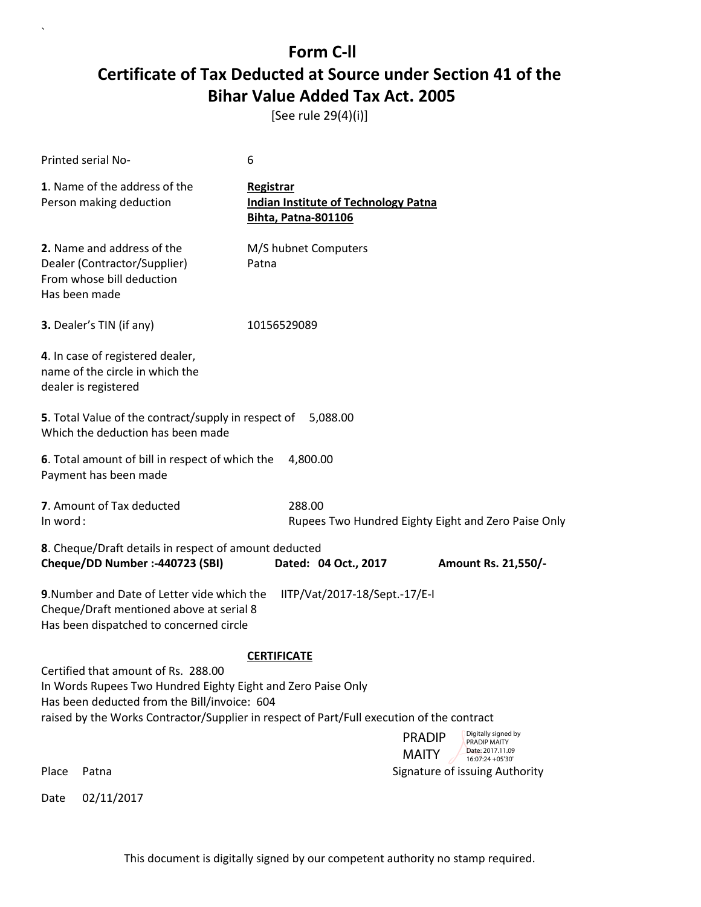# Form C-ll

# Certificate of Tax Deducted at Source under Section 41 of the Bihar Value Added Tax Act. 2005

[See rule 29(4)(i)]

Printed serial No- 6

**1**. Name of the address of the Person making deduction

**Registrar**
**Indian Institute of Technology Patna**
**Bihta, Patna-801106**

**2.** Name and address of the Dealer (Contractor/Supplier) From whose bill deduction Has been made

M/S hubnet Computers
Patna

**3.** Dealer's TIN (if any) 10156529089

**4**. In case of registered dealer, name of the circle in which the dealer is registered

**5**. Total Value of the contract/supply in respect of Which the deduction has been made 5,088.00

**6**. Total amount of bill in respect of which the Payment has been made 4,800.00

**7**. Amount of Tax deducted 288.00
In word : Rupees Two Hundred Eighty Eight and Zero Paise Only

**8**. Cheque/Draft details in respect of amount deducted
**Cheque/DD Number :-440723 (SBI)** **Dated: 04 Oct., 2017** **Amount Rs. 21,550/-**

**9**.Number and Date of Letter vide which the Cheque/Draft mentioned above at serial 8 Has been dispatched to concerned circle IITP/Vat/2017-18/Sept.-17/E-I

**CERTIFICATE**

Certified that amount of Rs. 288.00
In Words Rupees Two Hundred Eighty Eight and Zero Paise Only
Has been deducted from the Bill/invoice: 604
raised by the Works Contractor/Supplier in respect of Part/Full execution of the contract

PRADIP MAITY — Digitally signed by PRADIP MAITY Date: 2017.11.09 16:07:24 +05'30'

Place Patna Signature of issuing Authority

Date 02/11/2017

This document is digitally signed by our competent authority no stamp required.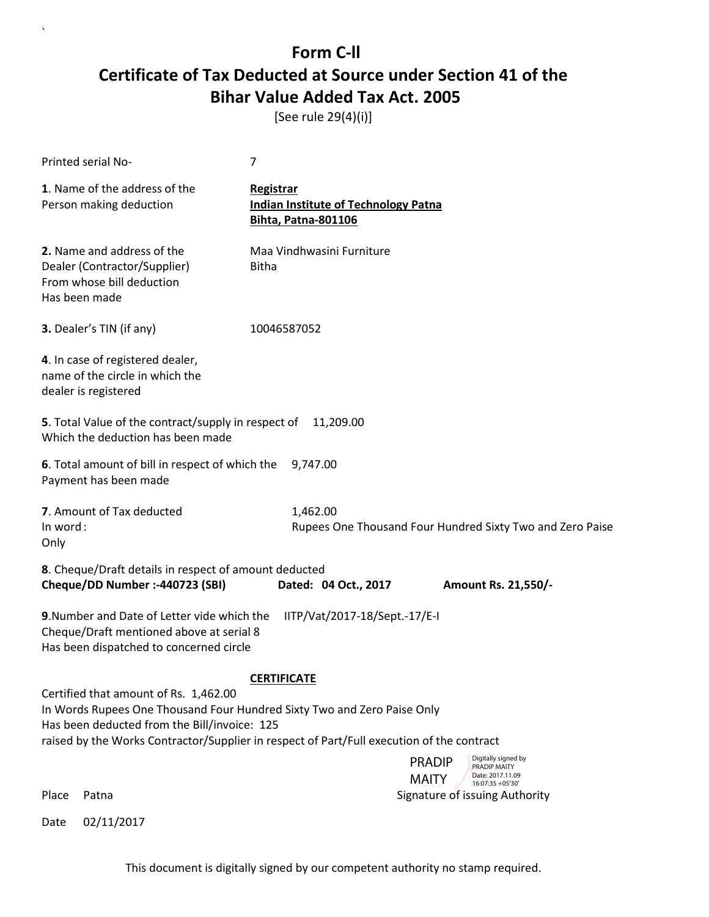# Form C-ll

# Certificate of Tax Deducted at Source under Section 41 of the Bihar Value Added Tax Act. 2005

[See rule 29(4)(i)]

Printed serial No- 7

**1**. Name of the address of the Person making deduction

**Registrar**
**Indian Institute of Technology Patna**
**Bihta, Patna-801106**

**2.** Name and address of the Dealer (Contractor/Supplier) From whose bill deduction Has been made

Maa Vindhwasini Furniture
Bitha

**3.** Dealer's TIN (if any) 10046587052

**4**. In case of registered dealer, name of the circle in which the dealer is registered

**5**. Total Value of the contract/supply in respect of Which the deduction has been made 11,209.00

**6**. Total amount of bill in respect of which the Payment has been made 9,747.00

**7**. Amount of Tax deducted 1,462.00
In word: Rupees One Thousand Four Hundred Sixty Two and Zero Paise Only

**8**. Cheque/Draft details in respect of amount deducted
**Cheque/DD Number :-440723 (SBI) Dated: 04 Oct., 2017 Amount Rs. 21,550/-**

**9**.Number and Date of Letter vide which the Cheque/Draft mentioned above at serial 8 Has been dispatched to concerned circle IITP/Vat/2017-18/Sept.-17/E-I

**CERTIFICATE**

Certified that amount of Rs. 1,462.00
In Words Rupees One Thousand Four Hundred Sixty Two and Zero Paise Only
Has been deducted from the Bill/invoice: 125
raised by the Works Contractor/Supplier in respect of Part/Full execution of the contract

PRADIP MAITY
Digitally signed by PRADIP MAITY
Date: 2017.11.09 16:07:35 +05'30'

Place Patna Signature of issuing Authority

Date 02/11/2017

This document is digitally signed by our competent authority no stamp required.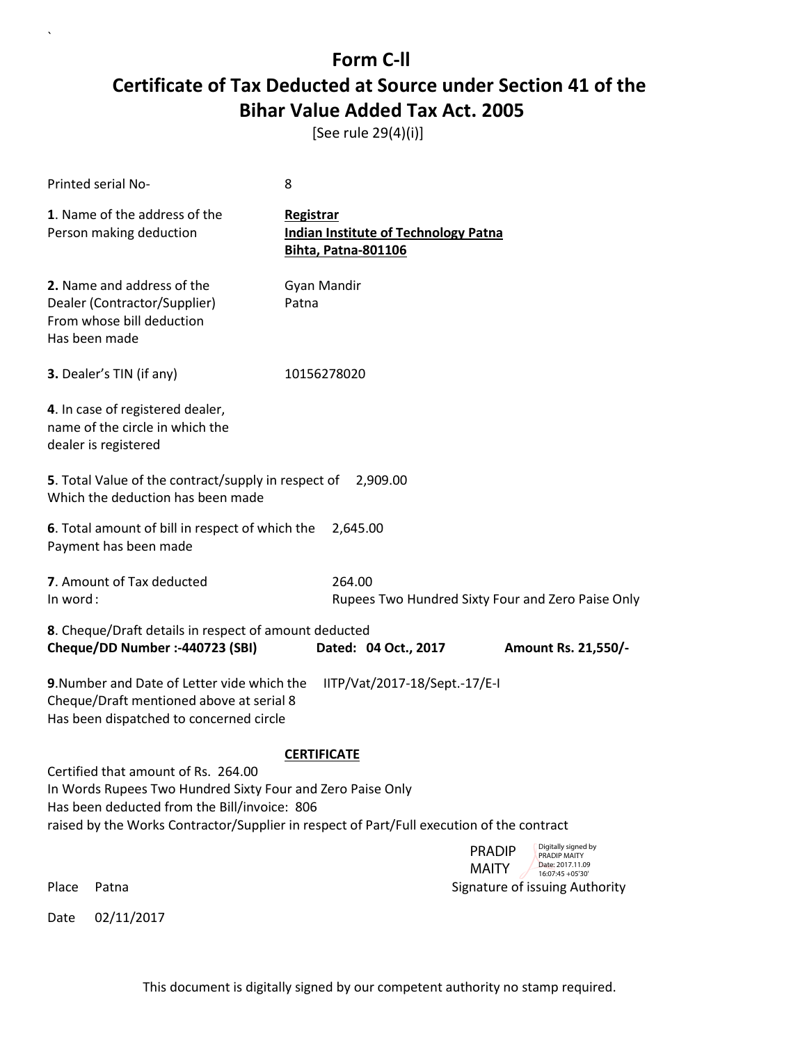# Form C-ll

# Certificate of Tax Deducted at Source under Section 41 of the Bihar Value Added Tax Act. 2005

[See rule 29(4)(i)]

Printed serial No- 8

**1**. Name of the address of the Person making deduction

**Registrar**
**Indian Institute of Technology Patna**
**Bihta, Patna-801106**

**2.** Name and address of the Dealer (Contractor/Supplier) From whose bill deduction Has been made

Gyan Mandir
Patna

**3.** Dealer's TIN (if any) 10156278020

**4**. In case of registered dealer, name of the circle in which the dealer is registered

**5**. Total Value of the contract/supply in respect of Which the deduction has been made 2,909.00

**6**. Total amount of bill in respect of which the Payment has been made 2,645.00

**7**. Amount of Tax deducted 264.00
In word: Rupees Two Hundred Sixty Four and Zero Paise Only

**8**. Cheque/Draft details in respect of amount deducted
**Cheque/DD Number :-440723 (SBI)** **Dated: 04 Oct., 2017** **Amount Rs. 21,550/-**

**9**.Number and Date of Letter vide which the Cheque/Draft mentioned above at serial 8 Has been dispatched to concerned circle IITP/Vat/2017-18/Sept.-17/E-I

**CERTIFICATE**

Certified that amount of Rs. 264.00
In Words Rupees Two Hundred Sixty Four and Zero Paise Only
Has been deducted from the Bill/invoice: 806
raised by the Works Contractor/Supplier in respect of Part/Full execution of the contract

PRADIP MAITY — Digitally signed by PRADIP MAITY Date: 2017.11.09 16:07:45 +05'30'

Place Patna Signature of issuing Authority

Date 02/11/2017

This document is digitally signed by our competent authority no stamp required.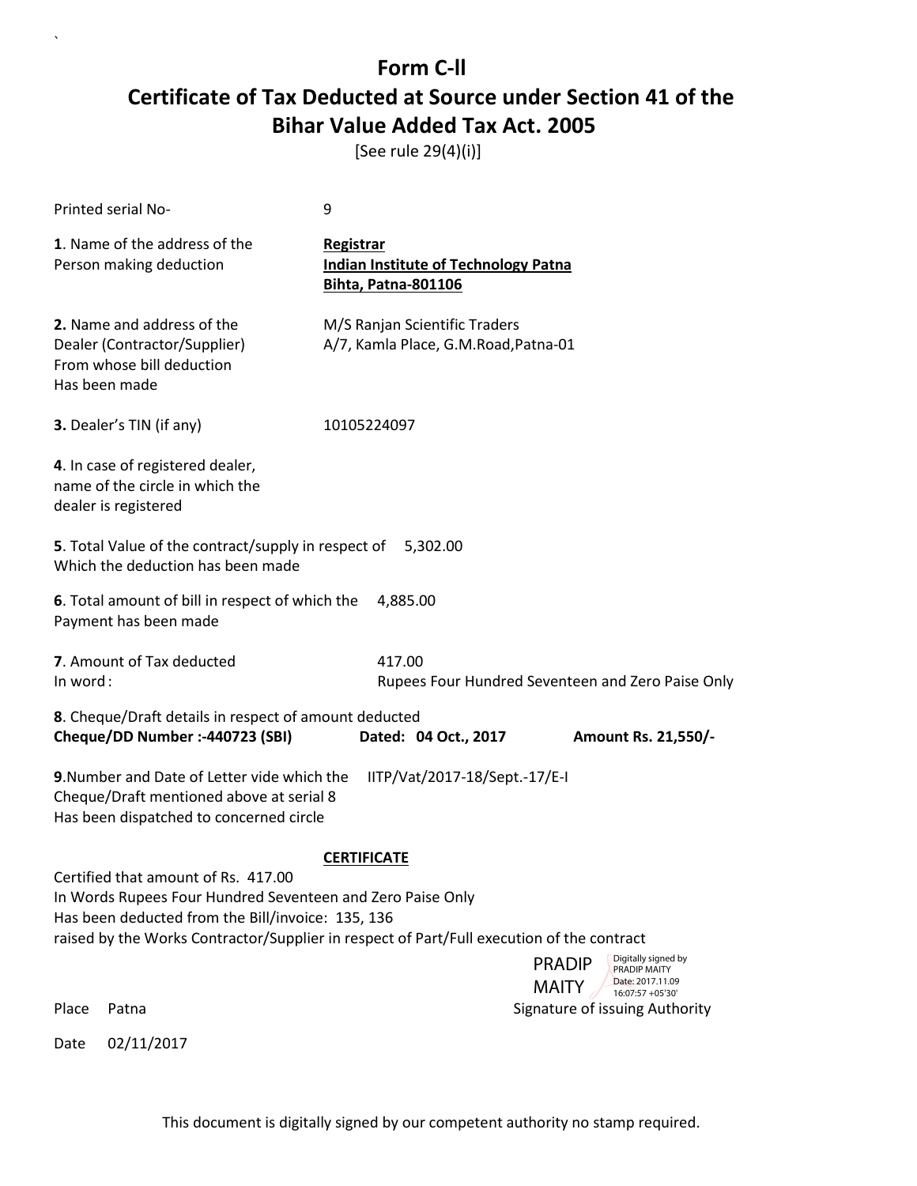# Form C-ll

# Certificate of Tax Deducted at Source under Section 41 of the Bihar Value Added Tax Act. 2005

[See rule 29(4)(i)]

Printed serial No- 9

**1**. Name of the address of the Person making deduction

**Registrar**
**Indian Institute of Technology Patna**
**Bihta, Patna-801106**

**2.** Name and address of the Dealer (Contractor/Supplier) From whose bill deduction Has been made

M/S Ranjan Scientific Traders
A/7, Kamla Place, G.M.Road,Patna-01

**3.** Dealer's TIN (if any) 10105224097

**4**. In case of registered dealer, name of the circle in which the dealer is registered

**5**. Total Value of the contract/supply in respect of Which the deduction has been made 5,302.00

**6**. Total amount of bill in respect of which the Payment has been made 4,885.00

**7**. Amount of Tax deducted 417.00
In word : Rupees Four Hundred Seventeen and Zero Paise Only

**8**. Cheque/Draft details in respect of amount deducted
**Cheque/DD Number :-440723 (SBI)** **Dated: 04 Oct., 2017** **Amount Rs. 21,550/-**

**9**.Number and Date of Letter vide which the Cheque/Draft mentioned above at serial 8 Has been dispatched to concerned circle IITP/Vat/2017-18/Sept.-17/E-I

**CERTIFICATE**

Certified that amount of Rs. 417.00
In Words Rupees Four Hundred Seventeen and Zero Paise Only
Has been deducted from the Bill/invoice: 135, 136
raised by the Works Contractor/Supplier in respect of Part/Full execution of the contract

PRADIP MAITY — Digitally signed by PRADIP MAITY Date: 2017.11.09 16:07:57 +05'30'

Place Patna

Signature of issuing Authority

Date 02/11/2017

This document is digitally signed by our competent authority no stamp required.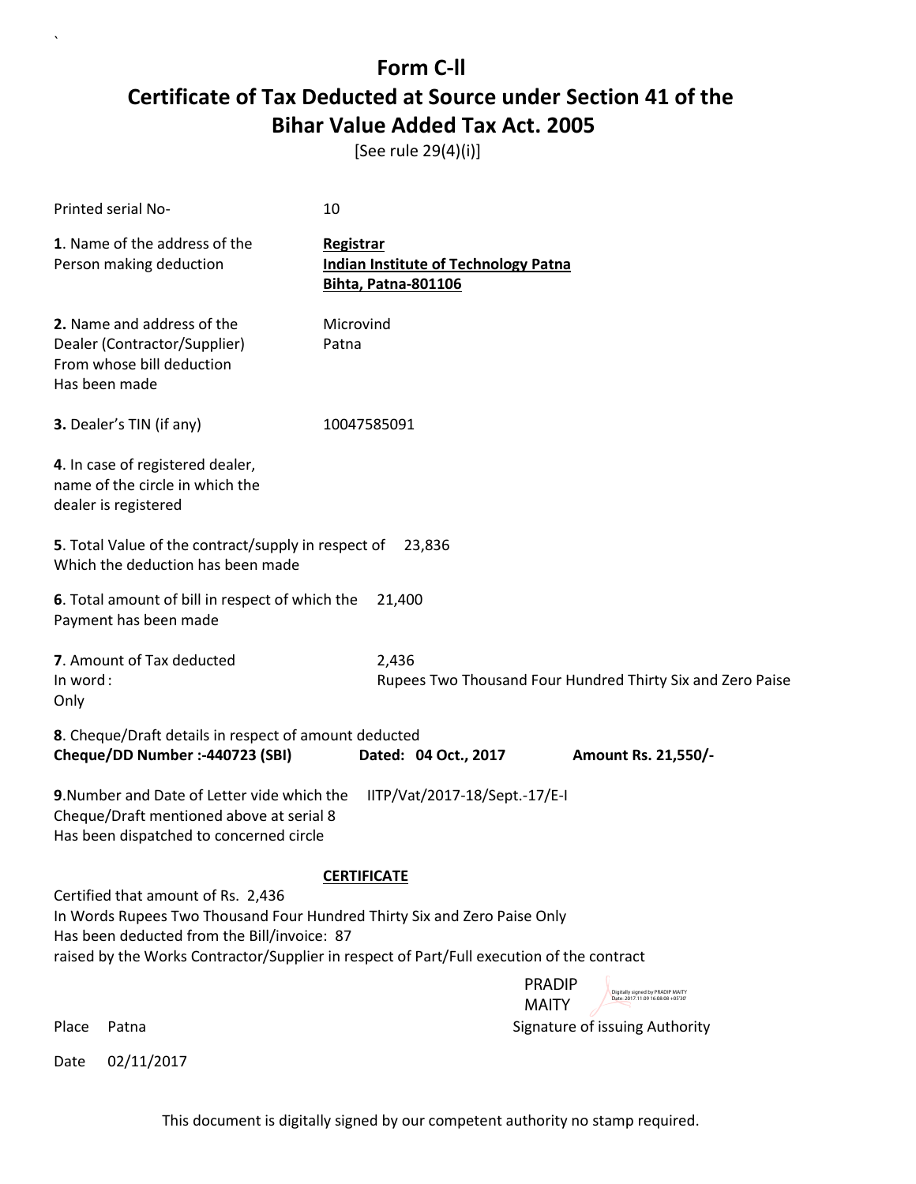# Form C-ll

## Certificate of Tax Deducted at Source under Section 41 of the Bihar Value Added Tax Act. 2005

[See rule 29(4)(i)]

Printed serial No- 10

**1**. Name of the address of the Person making deduction

**Registrar**
**Indian Institute of Technology Patna**
**Bihta, Patna-801106**

**2.** Name and address of the Dealer (Contractor/Supplier) From whose bill deduction Has been made

Microvind
Patna

**3.** Dealer's TIN (if any) 10047585091

**4**. In case of registered dealer, name of the circle in which the dealer is registered

**5**. Total Value of the contract/supply in respect of Which the deduction has been made 23,836

**6**. Total amount of bill in respect of which the Payment has been made 21,400

**7**. Amount of Tax deducted 2,436
In word : Rupees Two Thousand Four Hundred Thirty Six and Zero Paise Only

**8**. Cheque/Draft details in respect of amount deducted
**Cheque/DD Number :-440723 (SBI)** **Dated: 04 Oct., 2017** **Amount Rs. 21,550/-**

**9**.Number and Date of Letter vide which the Cheque/Draft mentioned above at serial 8 Has been dispatched to concerned circle IITP/Vat/2017-18/Sept.-17/E-I

**CERTIFICATE**

Certified that amount of Rs. 2,436
In Words Rupees Two Thousand Four Hundred Thirty Six and Zero Paise Only
Has been deducted from the Bill/invoice: 87
raised by the Works Contractor/Supplier in respect of Part/Full execution of the contract

PRADIP MAITY
Digitally signed by PRADIP MAITY
Date: 2017.11.09 16:08:08 +05'30'

Place Patna

Signature of issuing Authority

Date 02/11/2017

This document is digitally signed by our competent authority no stamp required.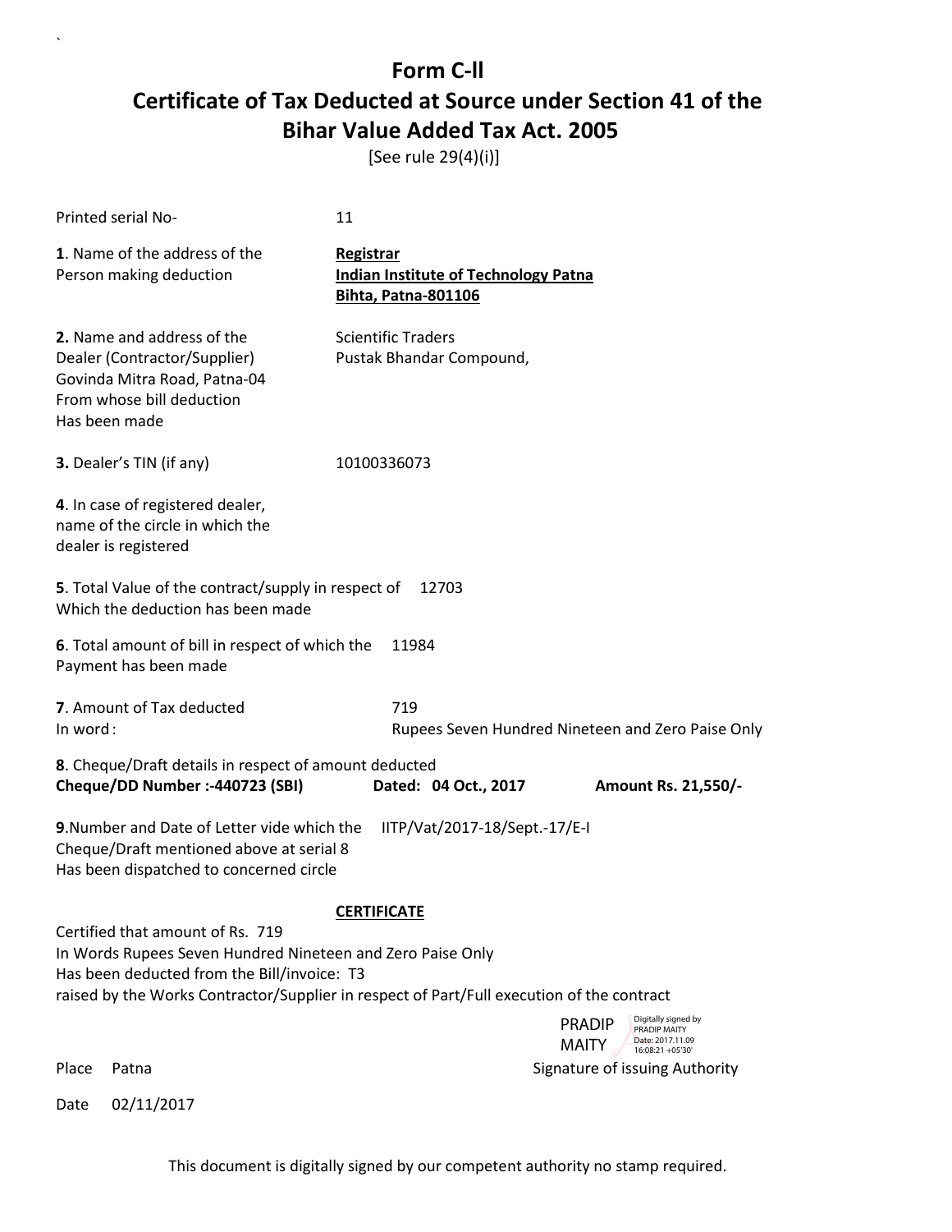# Form C-ll

## Certificate of Tax Deducted at Source under Section 41 of the Bihar Value Added Tax Act. 2005

[See rule 29(4)(i)]

Printed serial No- 11

**1**. Name of the address of the Person making deduction

**Registrar**
**Indian Institute of Technology Patna**
**Bihta, Patna-801106**

**2.** Name and address of the Dealer (Contractor/Supplier) From whose bill deduction Has been made

Scientific Traders
Pustak Bhandar Compound,
Govinda Mitra Road, Patna-04

**3.** Dealer's TIN (if any) 10100336073

**4**. In case of registered dealer, name of the circle in which the dealer is registered

**5**. Total Value of the contract/supply in respect of Which the deduction has been made 12703

**6**. Total amount of bill in respect of which the Payment has been made 11984

**7**. Amount of Tax deducted 719
In word : Rupees Seven Hundred Nineteen and Zero Paise Only

**8**. Cheque/Draft details in respect of amount deducted
**Cheque/DD Number :-440723 (SBI)** **Dated: 04 Oct., 2017** **Amount Rs. 21,550/-**

**9**.Number and Date of Letter vide which the Cheque/Draft mentioned above at serial 8 Has been dispatched to concerned circle IITP/Vat/2017-18/Sept.-17/E-I

**CERTIFICATE**

Certified that amount of Rs. 719
In Words Rupees Seven Hundred Nineteen and Zero Paise Only
Has been deducted from the Bill/invoice: T3
raised by the Works Contractor/Supplier in respect of Part/Full execution of the contract

PRADIP MAITY
Digitally signed by PRADIP MAITY
Date: 2017.11.09 16:08:21 +05'30'

Place Patna Signature of issuing Authority

Date 02/11/2017

This document is digitally signed by our competent authority no stamp required.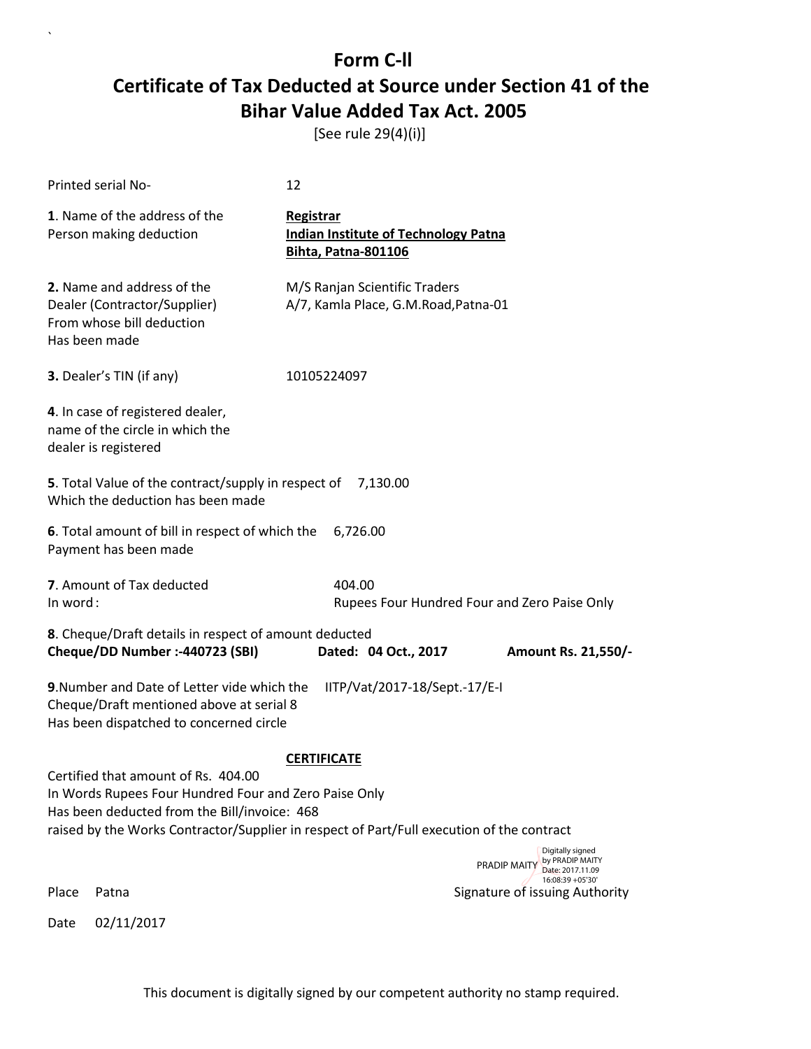`

# Form C-ll

## Certificate of Tax Deducted at Source under Section 41 of the Bihar Value Added Tax Act. 2005

[See rule 29(4)(i)]

Printed serial No- 12

**1**. Name of the address of the Person making deduction

**Registrar**
**Indian Institute of Technology Patna**
**Bihta, Patna-801106**

**2.** Name and address of the Dealer (Contractor/Supplier) From whose bill deduction Has been made

M/S Ranjan Scientific Traders
A/7, Kamla Place, G.M.Road,Patna-01

**3.** Dealer's TIN (if any) 10105224097

**4**. In case of registered dealer, name of the circle in which the dealer is registered

**5**. Total Value of the contract/supply in respect of Which the deduction has been made 7,130.00

**6**. Total amount of bill in respect of which the Payment has been made 6,726.00

**7**. Amount of Tax deducted 404.00
In word : Rupees Four Hundred Four and Zero Paise Only

**8**. Cheque/Draft details in respect of amount deducted
**Cheque/DD Number :-440723 (SBI)** **Dated: 04 Oct., 2017** **Amount Rs. 21,550/-**

**9**.Number and Date of Letter vide which the Cheque/Draft mentioned above at serial 8 Has been dispatched to concerned circle IITP/Vat/2017-18/Sept.-17/E-I

**CERTIFICATE**

Certified that amount of Rs. 404.00
In Words Rupees Four Hundred Four and Zero Paise Only
Has been deducted from the Bill/invoice: 468
raised by the Works Contractor/Supplier in respect of Part/Full execution of the contract

PRADIP MAITY Digitally signed by PRADIP MAITY Date: 2017.11.09 16:08:39 +05'30'

Place Patna Signature of issuing Authority

Date 02/11/2017

This document is digitally signed by our competent authority no stamp required.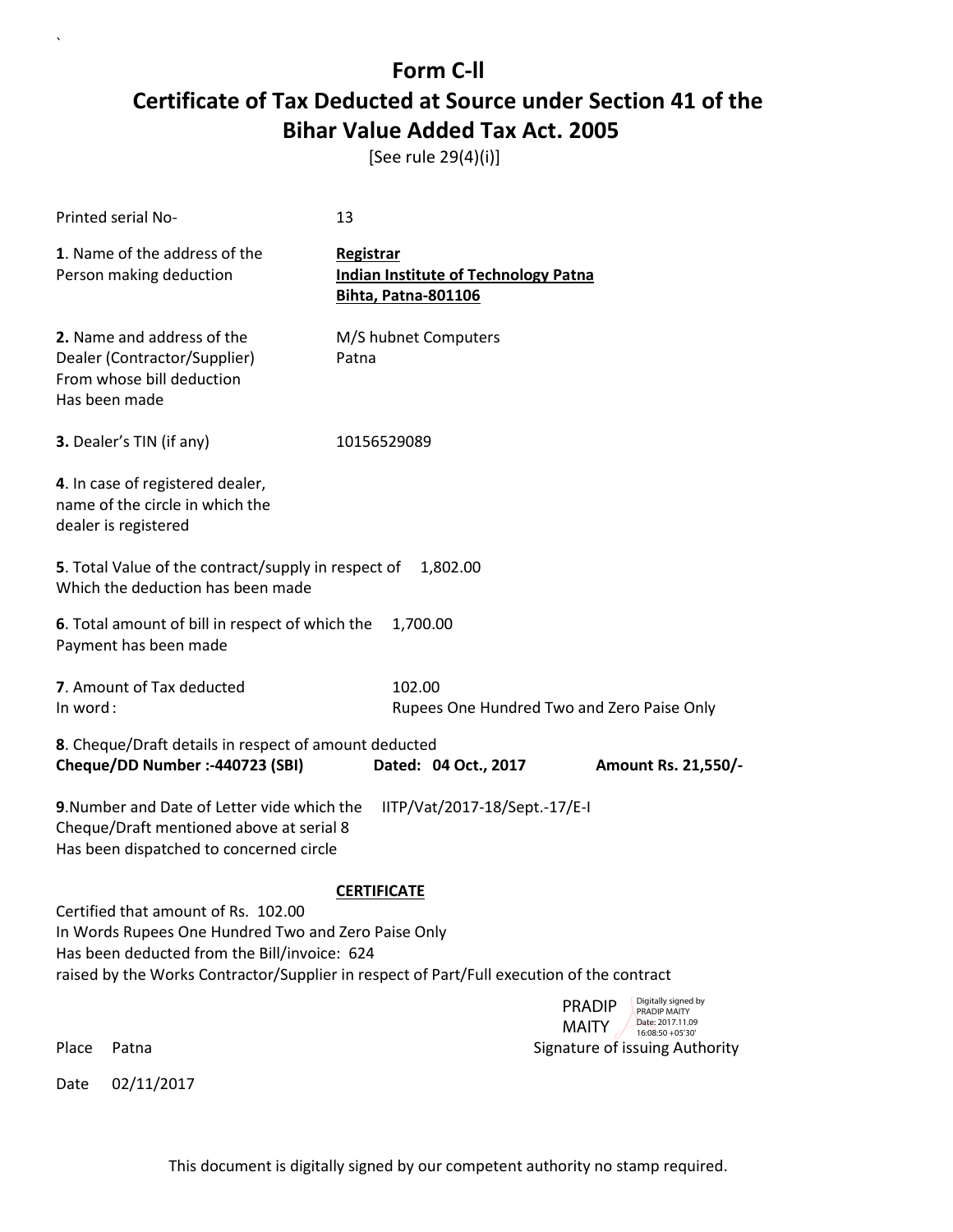# Form C-ll

## Certificate of Tax Deducted at Source under Section 41 of the Bihar Value Added Tax Act. 2005

[See rule 29(4)(i)]

Printed serial No- 13

**1**. Name of the address of the Person making deduction

**Registrar**
**Indian Institute of Technology Patna**
**Bihta, Patna-801106**

**2.** Name and address of the Dealer (Contractor/Supplier) From whose bill deduction Has been made

M/S hubnet Computers
Patna

**3.** Dealer's TIN (if any) 10156529089

**4**. In case of registered dealer, name of the circle in which the dealer is registered

**5**. Total Value of the contract/supply in respect of Which the deduction has been made 1,802.00

**6**. Total amount of bill in respect of which the Payment has been made 1,700.00

**7**. Amount of Tax deducted 102.00
In word : Rupees One Hundred Two and Zero Paise Only

**8**. Cheque/Draft details in respect of amount deducted
**Cheque/DD Number :-440723 (SBI)** **Dated: 04 Oct., 2017** **Amount Rs. 21,550/-**

**9**.Number and Date of Letter vide which the Cheque/Draft mentioned above at serial 8 Has been dispatched to concerned circle IITP/Vat/2017-18/Sept.-17/E-I

**CERTIFICATE**

Certified that amount of Rs. 102.00
In Words Rupees One Hundred Two and Zero Paise Only
Has been deducted from the Bill/invoice: 624
raised by the Works Contractor/Supplier in respect of Part/Full execution of the contract

PRADIP MAITY
Digitally signed by PRADIP MAITY
Date: 2017.11.09 16:08:50 +05'30'

Place Patna Signature of issuing Authority

Date 02/11/2017

This document is digitally signed by our competent authority no stamp required.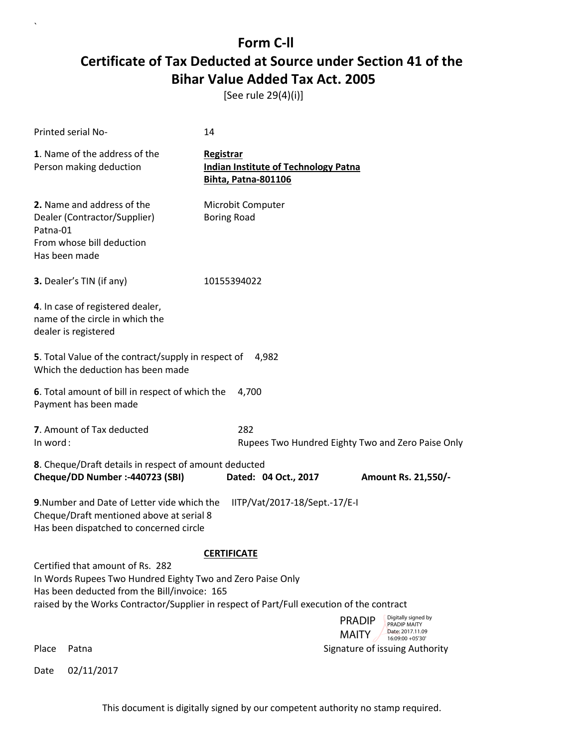# Form C-ll

## Certificate of Tax Deducted at Source under Section 41 of the Bihar Value Added Tax Act. 2005

[See rule 29(4)(i)]

Printed serial No- 14

**1**. Name of the address of the Person making deduction

**Registrar**
**Indian Institute of Technology Patna**
**Bihta, Patna-801106**

**2.** Name and address of the Dealer (Contractor/Supplier) From whose bill deduction Has been made

Microbit Computer
Boring Road
Patna-01

**3.** Dealer's TIN (if any) 10155394022

**4**. In case of registered dealer, name of the circle in which the dealer is registered

**5**. Total Value of the contract/supply in respect of Which the deduction has been made 4,982

**6**. Total amount of bill in respect of which the Payment has been made 4,700

**7**. Amount of Tax deducted 282
In word : Rupees Two Hundred Eighty Two and Zero Paise Only

**8**. Cheque/Draft details in respect of amount deducted
**Cheque/DD Number :-440723 (SBI)** **Dated: 04 Oct., 2017** **Amount Rs. 21,550/-**

**9**.Number and Date of Letter vide which the Cheque/Draft mentioned above at serial 8 Has been dispatched to concerned circle IITP/Vat/2017-18/Sept.-17/E-I

**CERTIFICATE**

Certified that amount of Rs. 282
In Words Rupees Two Hundred Eighty Two and Zero Paise Only
Has been deducted from the Bill/invoice: 165
raised by the Works Contractor/Supplier in respect of Part/Full execution of the contract

PRADIP MAITY
Digitally signed by PRADIP MAITY
Date: 2017.11.09 16:09:00 +05'30'

Place Patna

Signature of issuing Authority

Date 02/11/2017

This document is digitally signed by our competent authority no stamp required.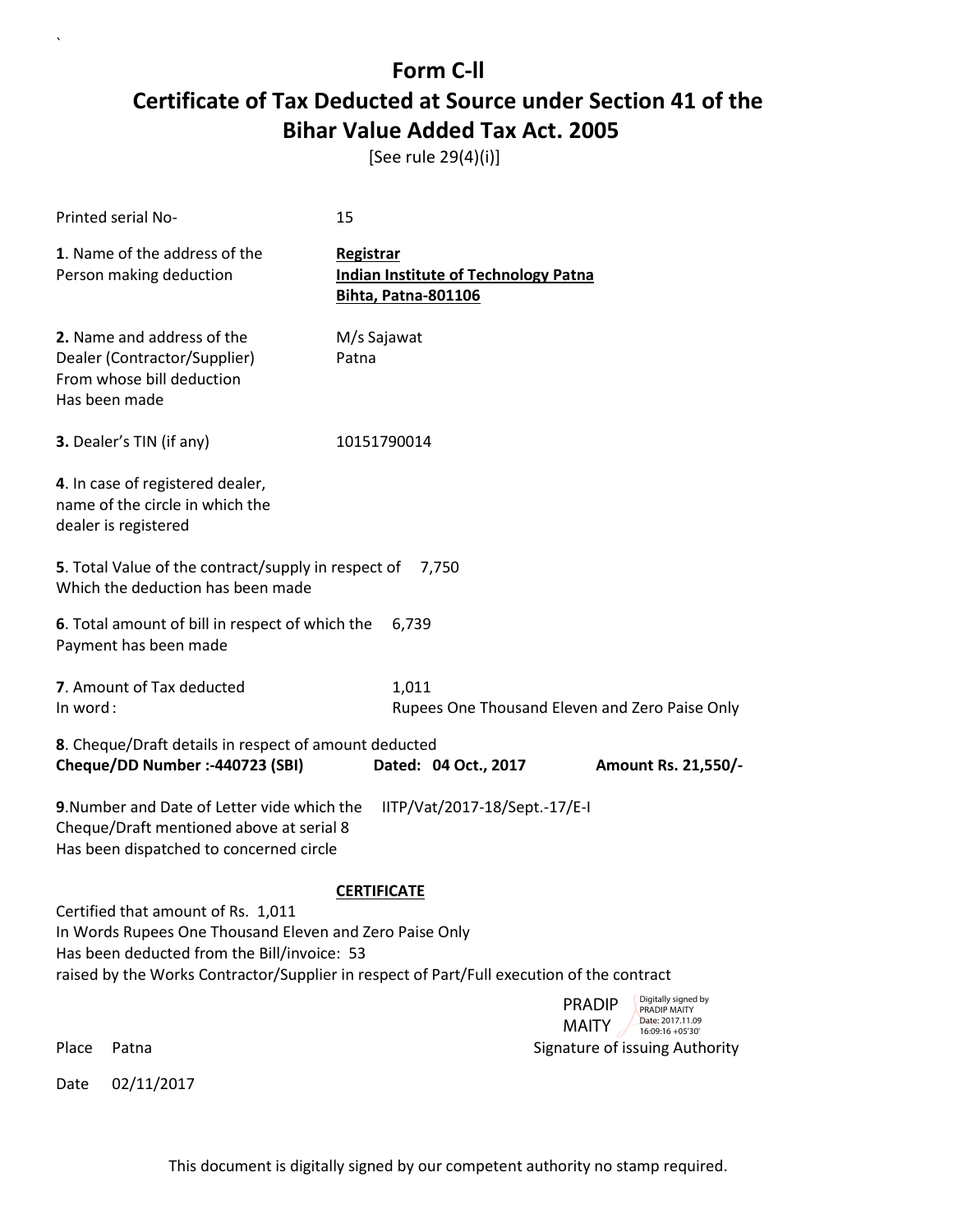# Form C-ll

# Certificate of Tax Deducted at Source under Section 41 of the Bihar Value Added Tax Act. 2005

[See rule 29(4)(i)]

Printed serial No- 15

**1**. Name of the address of the Person making deduction

**Registrar**
**Indian Institute of Technology Patna**
**Bihta, Patna-801106**

**2.** Name and address of the Dealer (Contractor/Supplier) From whose bill deduction Has been made

M/s Sajawat
Patna

**3.** Dealer's TIN (if any) 10151790014

**4**. In case of registered dealer, name of the circle in which the dealer is registered

**5**. Total Value of the contract/supply in respect of Which the deduction has been made 7,750

**6**. Total amount of bill in respect of which the Payment has been made 6,739

**7**. Amount of Tax deducted 1,011
In word : Rupees One Thousand Eleven and Zero Paise Only

**8**. Cheque/Draft details in respect of amount deducted
**Cheque/DD Number :-440723 (SBI)** **Dated: 04 Oct., 2017** **Amount Rs. 21,550/-**

**9**.Number and Date of Letter vide which the Cheque/Draft mentioned above at serial 8 Has been dispatched to concerned circle IITP/Vat/2017-18/Sept.-17/E-I

**CERTIFICATE**

Certified that amount of Rs. 1,011
In Words Rupees One Thousand Eleven and Zero Paise Only
Has been deducted from the Bill/invoice: 53
raised by the Works Contractor/Supplier in respect of Part/Full execution of the contract

PRADIP MAITY
Digitally signed by PRADIP MAITY
Date: 2017.11.09 16:09:16 +05'30'

Place Patna Signature of issuing Authority

Date 02/11/2017

This document is digitally signed by our competent authority no stamp required.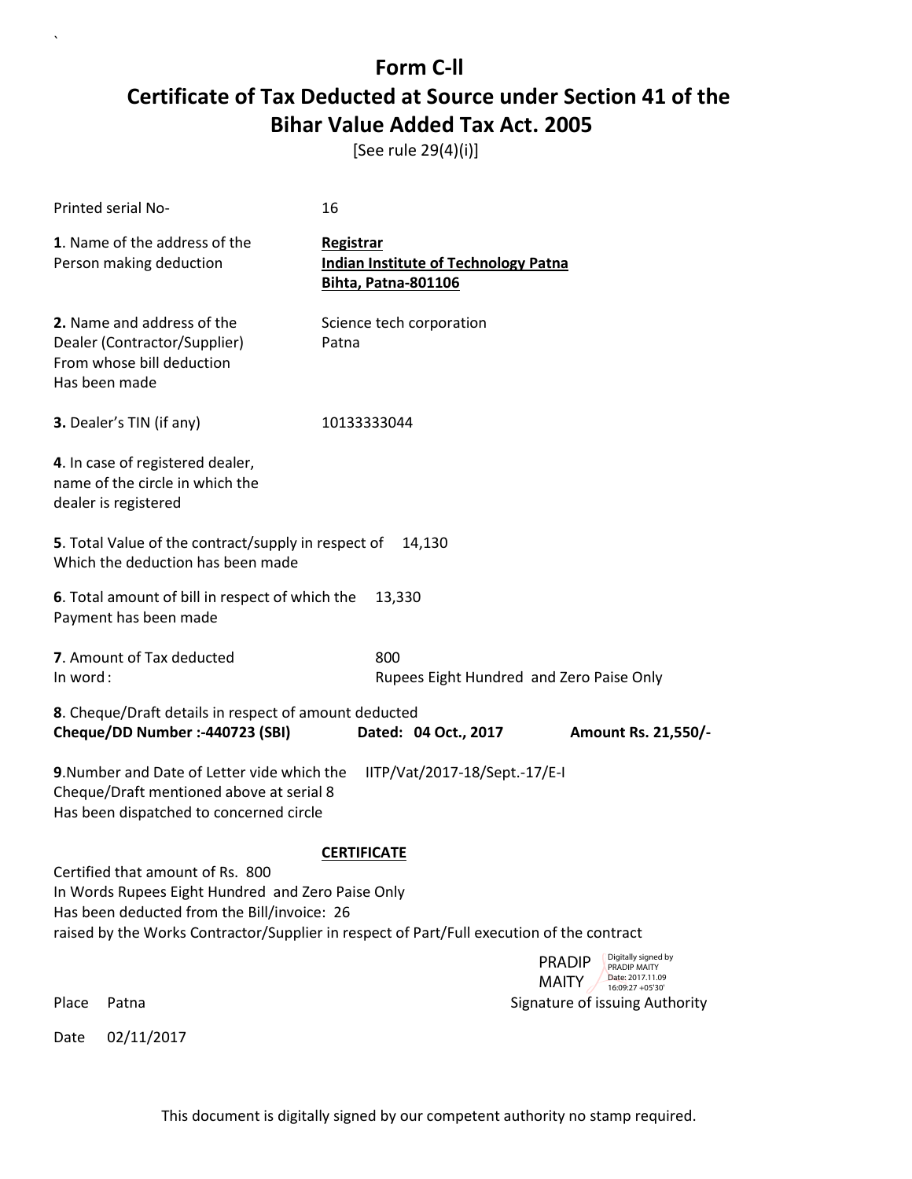# Form C-ll
# Certificate of Tax Deducted at Source under Section 41 of the Bihar Value Added Tax Act. 2005

[See rule 29(4)(i)]

Printed serial No- 16

**1**. Name of the address of the Person making deduction

**Registrar**
**Indian Institute of Technology Patna**
**Bihta, Patna-801106**

**2.** Name and address of the Dealer (Contractor/Supplier) From whose bill deduction Has been made

Science tech corporation
Patna

**3.** Dealer's TIN (if any) 10133333044

**4**. In case of registered dealer, name of the circle in which the dealer is registered

**5**. Total Value of the contract/supply in respect of Which the deduction has been made 14,130

**6**. Total amount of bill in respect of which the Payment has been made 13,330

**7**. Amount of Tax deducted 800
In word : Rupees Eight Hundred and Zero Paise Only

**8**. Cheque/Draft details in respect of amount deducted
**Cheque/DD Number :-440723 (SBI)** **Dated: 04 Oct., 2017** **Amount Rs. 21,550/-**

**9**.Number and Date of Letter vide which the Cheque/Draft mentioned above at serial 8 Has been dispatched to concerned circle IITP/Vat/2017-18/Sept.-17/E-I

**CERTIFICATE**

Certified that amount of Rs. 800
In Words Rupees Eight Hundred and Zero Paise Only
Has been deducted from the Bill/invoice: 26
raised by the Works Contractor/Supplier in respect of Part/Full execution of the contract

PRADIP MAITY
Digitally signed by PRADIP MAITY
Date: 2017.11.09 16:09:27 +05'30'

Place Patna

Signature of issuing Authority

Date 02/11/2017

This document is digitally signed by our competent authority no stamp required.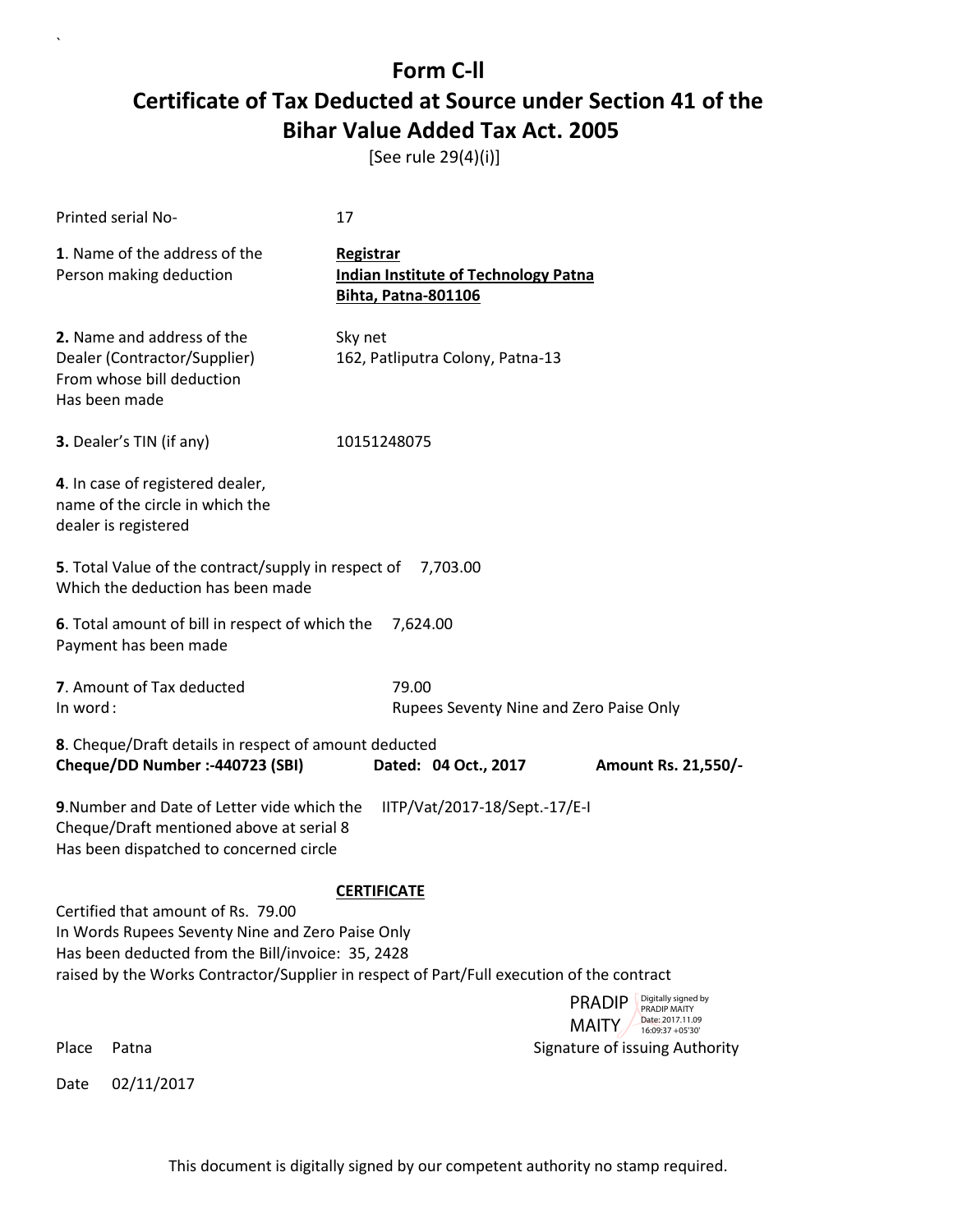# Form C-ll

## Certificate of Tax Deducted at Source under Section 41 of the Bihar Value Added Tax Act. 2005

[See rule 29(4)(i)]

Printed serial No- 17

**1**. Name of the address of the Person making deduction

**Registrar**
**Indian Institute of Technology Patna**
**Bihta, Patna-801106**

**2.** Name and address of the Dealer (Contractor/Supplier) From whose bill deduction Has been made

Sky net
162, Patliputra Colony, Patna-13

**3.** Dealer's TIN (if any) 10151248075

**4**. In case of registered dealer, name of the circle in which the dealer is registered

**5**. Total Value of the contract/supply in respect of Which the deduction has been made 7,703.00

**6**. Total amount of bill in respect of which the Payment has been made 7,624.00

**7**. Amount of Tax deducted 79.00
In word: Rupees Seventy Nine and Zero Paise Only

**8**. Cheque/Draft details in respect of amount deducted
**Cheque/DD Number :-440723 (SBI)** **Dated: 04 Oct., 2017** **Amount Rs. 21,550/-**

**9**.Number and Date of Letter vide which the Cheque/Draft mentioned above at serial 8 Has been dispatched to concerned circle IITP/Vat/2017-18/Sept.-17/E-I

**CERTIFICATE**

Certified that amount of Rs. 79.00
In Words Rupees Seventy Nine and Zero Paise Only
Has been deducted from the Bill/invoice: 35, 2428
raised by the Works Contractor/Supplier in respect of Part/Full execution of the contract

PRADIP MAITY Digitally signed by PRADIP MAITY Date: 2017.11.09 16:09:37 +05'30'

Place Patna Signature of issuing Authority

Date 02/11/2017

This document is digitally signed by our competent authority no stamp required.